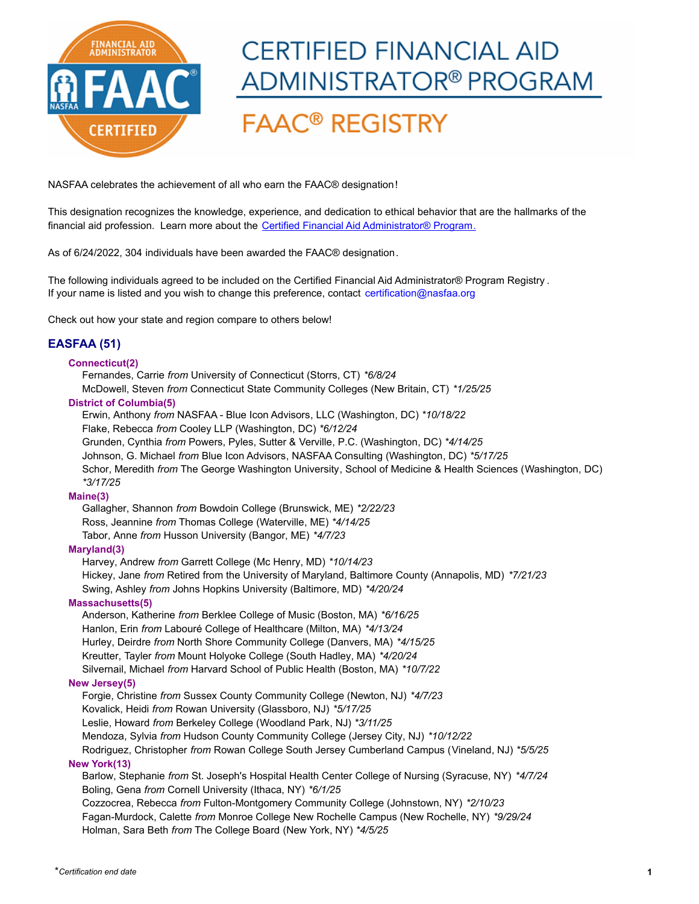# CERTIFIED FINANCIAL AID ADMINISTRATOR® PROGRAM

## FAAC® REGISTRY

NASFAA celebrates the achievement of all who earn the FAAC® designation!

This designation recognizes the knowledge, experience, and dedication to ethical behavior that are the hallmarks of the financial aid profession. Learn more about the [Certified Financial Aid Administrator® Program.](#)

As of 6/24/2022, 304 individuals have been awarded the FAAC® designation.

The following individuals agreed to be included on the Certified Financial Aid Administrator® Program Registry. If your name is listed and you wish to change this preference, contact certification@nasfaa.org

Check out how your state and region compare to others below!

## EASFAA (51)

### Connecticut(2)

Fernandes, Carrie *from* University of Connecticut (Storrs, CT) *\*6/8/24*
McDowell, Steven *from* Connecticut State Community Colleges (New Britain, CT) *\*1/25/25*

### District of Columbia(5)

Erwin, Anthony *from* NASFAA - Blue Icon Advisors, LLC (Washington, DC) *\*10/18/22*
Flake, Rebecca *from* Cooley LLP (Washington, DC) *\*6/12/24*
Grunden, Cynthia *from* Powers, Pyles, Sutter & Verville, P.C. (Washington, DC) *\*4/14/25*
Johnson, G. Michael *from* Blue Icon Advisors, NASFAA Consulting (Washington, DC) *\*5/17/25*
Schor, Meredith *from* The George Washington University, School of Medicine & Health Sciences (Washington, DC) *\*3/17/25*

### Maine(3)

Gallagher, Shannon *from* Bowdoin College (Brunswick, ME) *\*2/22/23*
Ross, Jeannine *from* Thomas College (Waterville, ME) *\*4/14/25*
Tabor, Anne *from* Husson University (Bangor, ME) *\*4/7/23*

### Maryland(3)

Harvey, Andrew *from* Garrett College (Mc Henry, MD) *\*10/14/23*
Hickey, Jane *from* Retired from the University of Maryland, Baltimore County (Annapolis, MD) *\*7/21/23*
Swing, Ashley *from* Johns Hopkins University (Baltimore, MD) *\*4/20/24*

### Massachusetts(5)

Anderson, Katherine *from* Berklee College of Music (Boston, MA) *\*6/16/25*
Hanlon, Erin *from* Labouré College of Healthcare (Milton, MA) *\*4/13/24*
Hurley, Deirdre *from* North Shore Community College (Danvers, MA) *\*4/15/25*
Kreutter, Tayler *from* Mount Holyoke College (South Hadley, MA) *\*4/20/24*
Silvernail, Michael *from* Harvard School of Public Health (Boston, MA) *\*10/7/22*

### New Jersey(5)

Forgie, Christine *from* Sussex County Community College (Newton, NJ) *\*4/7/23*
Kovalick, Heidi *from* Rowan University (Glassboro, NJ) *\*5/17/25*
Leslie, Howard *from* Berkeley College (Woodland Park, NJ) *\*3/11/25*
Mendoza, Sylvia *from* Hudson County Community College (Jersey City, NJ) *\*10/12/22*
Rodriguez, Christopher *from* Rowan College South Jersey Cumberland Campus (Vineland, NJ) *\*5/5/25*

### New York(13)

Barlow, Stephanie *from* St. Joseph's Hospital Health Center College of Nursing (Syracuse, NY) *\*4/7/24*
Boling, Gena *from* Cornell University (Ithaca, NY) *\*6/1/25*
Cozzocrea, Rebecca *from* Fulton-Montgomery Community College (Johnstown, NY) *\*2/10/23*
Fagan-Murdock, Calette *from* Monroe College New Rochelle Campus (New Rochelle, NY) *\*9/29/24*
Holman, Sara Beth *from* The College Board (New York, NY) *\*4/5/25*

\**Certification end date*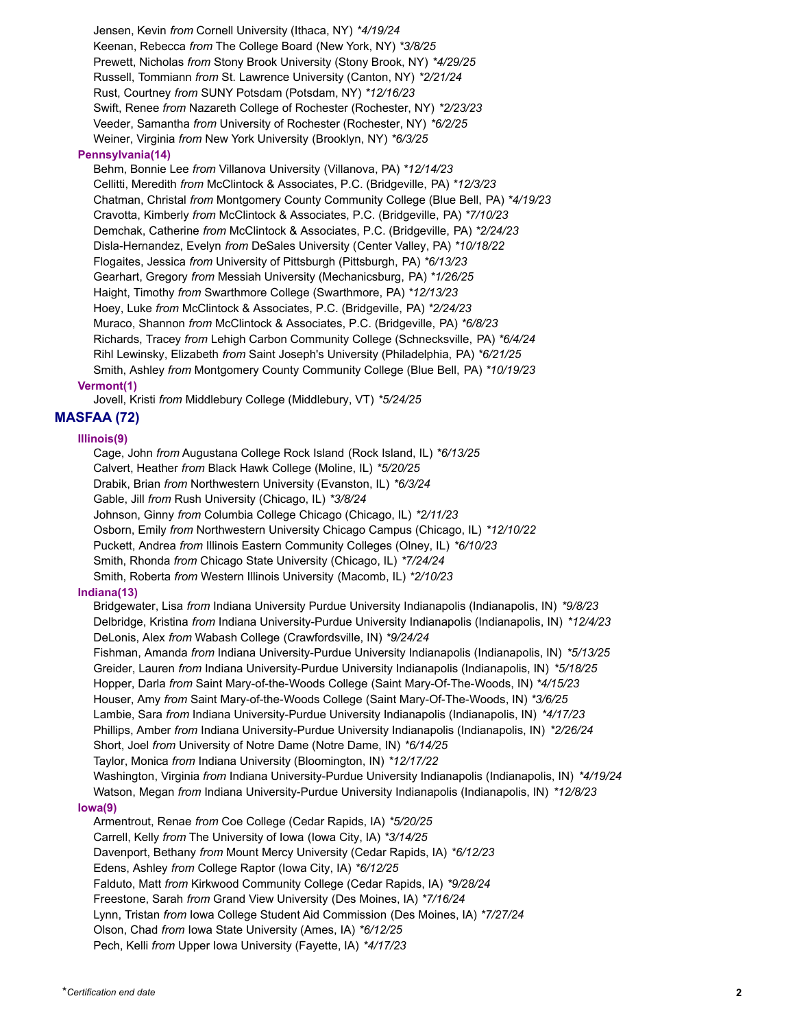Jensen, Kevin *from* Cornell University (Ithaca, NY) *\*4/19/24*
Keenan, Rebecca *from* The College Board (New York, NY) *\*3/8/25*
Prewett, Nicholas *from* Stony Brook University (Stony Brook, NY) *\*4/29/25*
Russell, Tommiann *from* St. Lawrence University (Canton, NY) *\*2/21/24*
Rust, Courtney *from* SUNY Potsdam (Potsdam, NY) *\*12/16/23*
Swift, Renee *from* Nazareth College of Rochester (Rochester, NY) *\*2/23/23*
Veeder, Samantha *from* University of Rochester (Rochester, NY) *\*6/2/25*
Weiner, Virginia *from* New York University (Brooklyn, NY) *\*6/3/25*

### Pennsylvania(14)

Behm, Bonnie Lee *from* Villanova University (Villanova, PA) *\*12/14/23*
Cellitti, Meredith *from* McClintock & Associates, P.C. (Bridgeville, PA) *\*12/3/23*
Chatman, Christal *from* Montgomery County Community College (Blue Bell, PA) *\*4/19/23*
Cravotta, Kimberly *from* McClintock & Associates, P.C. (Bridgeville, PA) *\*7/10/23*
Demchak, Catherine *from* McClintock & Associates, P.C. (Bridgeville, PA) *\*2/24/23*
Disla-Hernandez, Evelyn *from* DeSales University (Center Valley, PA) *\*10/18/22*
Flogaites, Jessica *from* University of Pittsburgh (Pittsburgh, PA) *\*6/13/23*
Gearhart, Gregory *from* Messiah University (Mechanicsburg, PA) *\*1/26/25*
Haight, Timothy *from* Swarthmore College (Swarthmore, PA) *\*12/13/23*
Hoey, Luke *from* McClintock & Associates, P.C. (Bridgeville, PA) *\*2/24/23*
Muraco, Shannon *from* McClintock & Associates, P.C. (Bridgeville, PA) *\*6/8/23*
Richards, Tracey *from* Lehigh Carbon Community College (Schnecksville, PA) *\*6/4/24*
Rihl Lewinsky, Elizabeth *from* Saint Joseph's University (Philadelphia, PA) *\*6/21/25*
Smith, Ashley *from* Montgomery County Community College (Blue Bell, PA) *\*10/19/23*

### Vermont(1)

Jovell, Kristi *from* Middlebury College (Middlebury, VT) *\*5/24/25*

## MASFAA (72)

### Illinois(9)

Cage, John *from* Augustana College Rock Island (Rock Island, IL) *\*6/13/25*
Calvert, Heather *from* Black Hawk College (Moline, IL) *\*5/20/25*
Drabik, Brian *from* Northwestern University (Evanston, IL) *\*6/3/24*
Gable, Jill *from* Rush University (Chicago, IL) *\*3/8/24*
Johnson, Ginny *from* Columbia College Chicago (Chicago, IL) *\*2/11/23*
Osborn, Emily *from* Northwestern University Chicago Campus (Chicago, IL) *\*12/10/22*
Puckett, Andrea *from* Illinois Eastern Community Colleges (Olney, IL) *\*6/10/23*
Smith, Rhonda *from* Chicago State University (Chicago, IL) *\*7/24/24*
Smith, Roberta *from* Western Illinois University (Macomb, IL) *\*2/10/23*

### Indiana(13)

Bridgewater, Lisa *from* Indiana University Purdue University Indianapolis (Indianapolis, IN) *\*9/8/23*
Delbridge, Kristina *from* Indiana University-Purdue University Indianapolis (Indianapolis, IN) *\*12/4/23*
DeLonis, Alex *from* Wabash College (Crawfordsville, IN) *\*9/24/24*
Fishman, Amanda *from* Indiana University-Purdue University Indianapolis (Indianapolis, IN) *\*5/13/25*
Greider, Lauren *from* Indiana University-Purdue University Indianapolis (Indianapolis, IN) *\*5/18/25*
Hopper, Darla *from* Saint Mary-of-the-Woods College (Saint Mary-Of-The-Woods, IN) *\*4/15/23*
Houser, Amy *from* Saint Mary-of-the-Woods College (Saint Mary-Of-The-Woods, IN) *\*3/6/25*
Lambie, Sara *from* Indiana University-Purdue University Indianapolis (Indianapolis, IN) *\*4/17/23*
Phillips, Amber *from* Indiana University-Purdue University Indianapolis (Indianapolis, IN) *\*2/26/24*
Short, Joel *from* University of Notre Dame (Notre Dame, IN) *\*6/14/25*
Taylor, Monica *from* Indiana University (Bloomington, IN) *\*12/17/22*
Washington, Virginia *from* Indiana University-Purdue University Indianapolis (Indianapolis, IN) *\*4/19/24*
Watson, Megan *from* Indiana University-Purdue University Indianapolis (Indianapolis, IN) *\*12/8/23*

### Iowa(9)

Armentrout, Renae *from* Coe College (Cedar Rapids, IA) *\*5/20/25*
Carrell, Kelly *from* The University of Iowa (Iowa City, IA) *\*3/14/25*
Davenport, Bethany *from* Mount Mercy University (Cedar Rapids, IA) *\*6/12/23*
Edens, Ashley *from* College Raptor (Iowa City, IA) *\*6/12/25*
Falduto, Matt *from* Kirkwood Community College (Cedar Rapids, IA) *\*9/28/24*
Freestone, Sarah *from* Grand View University (Des Moines, IA) *\*7/16/24*
Lynn, Tristan *from* Iowa College Student Aid Commission (Des Moines, IA) *\*7/27/24*
Olson, Chad *from* Iowa State University (Ames, IA) *\*6/12/25*
Pech, Kelli *from* Upper Iowa University (Fayette, IA) *\*4/17/23*

\**Certification end date*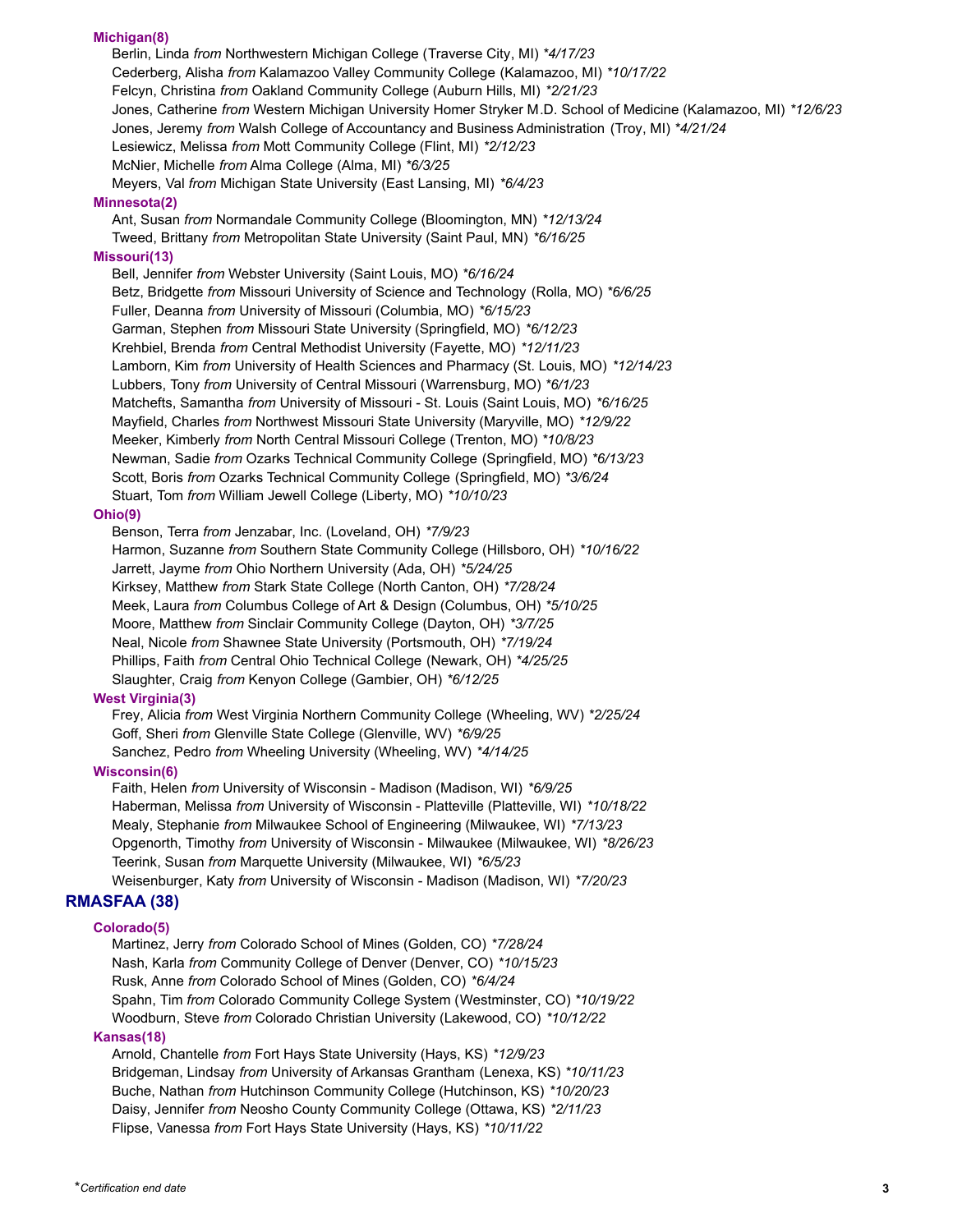### Michigan(8)

Berlin, Linda *from* Northwestern Michigan College (Traverse City, MI) **4/17/23*
Cederberg, Alisha *from* Kalamazoo Valley Community College (Kalamazoo, MI) **10/17/22*
Felcyn, Christina *from* Oakland Community College (Auburn Hills, MI) **2/21/23*
Jones, Catherine *from* Western Michigan University Homer Stryker M.D. School of Medicine (Kalamazoo, MI) **12/6/23*
Jones, Jeremy *from* Walsh College of Accountancy and Business Administration (Troy, MI) **4/21/24*
Lesiewicz, Melissa *from* Mott Community College (Flint, MI) **2/12/23*
McNier, Michelle *from* Alma College (Alma, MI) **6/3/25*
Meyers, Val *from* Michigan State University (East Lansing, MI) **6/4/23*

### Minnesota(2)

Ant, Susan *from* Normandale Community College (Bloomington, MN) **12/13/24*
Tweed, Brittany *from* Metropolitan State University (Saint Paul, MN) **6/16/25*

### Missouri(13)

Bell, Jennifer *from* Webster University (Saint Louis, MO) **6/16/24*
Betz, Bridgette *from* Missouri University of Science and Technology (Rolla, MO) **6/6/25*
Fuller, Deanna *from* University of Missouri (Columbia, MO) **6/15/23*
Garman, Stephen *from* Missouri State University (Springfield, MO) **6/12/23*
Krehbiel, Brenda *from* Central Methodist University (Fayette, MO) **12/11/23*
Lamborn, Kim *from* University of Health Sciences and Pharmacy (St. Louis, MO) **12/14/23*
Lubbers, Tony *from* University of Central Missouri (Warrensburg, MO) **6/1/23*
Matchefts, Samantha *from* University of Missouri - St. Louis (Saint Louis, MO) **6/16/25*
Mayfield, Charles *from* Northwest Missouri State University (Maryville, MO) **12/9/22*
Meeker, Kimberly *from* North Central Missouri College (Trenton, MO) **10/8/23*
Newman, Sadie *from* Ozarks Technical Community College (Springfield, MO) **6/13/23*
Scott, Boris *from* Ozarks Technical Community College (Springfield, MO) **3/6/24*
Stuart, Tom *from* William Jewell College (Liberty, MO) **10/10/23*

### Ohio(9)

Benson, Terra *from* Jenzabar, Inc. (Loveland, OH) **7/9/23*
Harmon, Suzanne *from* Southern State Community College (Hillsboro, OH) **10/16/22*
Jarrett, Jayme *from* Ohio Northern University (Ada, OH) **5/24/25*
Kirksey, Matthew *from* Stark State College (North Canton, OH) **7/28/24*
Meek, Laura *from* Columbus College of Art & Design (Columbus, OH) **5/10/25*
Moore, Matthew *from* Sinclair Community College (Dayton, OH) **3/7/25*
Neal, Nicole *from* Shawnee State University (Portsmouth, OH) **7/19/24*
Phillips, Faith *from* Central Ohio Technical College (Newark, OH) **4/25/25*
Slaughter, Craig *from* Kenyon College (Gambier, OH) **6/12/25*

### West Virginia(3)

Frey, Alicia *from* West Virginia Northern Community College (Wheeling, WV) **2/25/24*
Goff, Sheri *from* Glenville State College (Glenville, WV) **6/9/25*
Sanchez, Pedro *from* Wheeling University (Wheeling, WV) **4/14/25*

### Wisconsin(6)

Faith, Helen *from* University of Wisconsin - Madison (Madison, WI) **6/9/25*
Haberman, Melissa *from* University of Wisconsin - Platteville (Platteville, WI) **10/18/22*
Mealy, Stephanie *from* Milwaukee School of Engineering (Milwaukee, WI) **7/13/23*
Opgenorth, Timothy *from* University of Wisconsin - Milwaukee (Milwaukee, WI) **8/26/23*
Teerink, Susan *from* Marquette University (Milwaukee, WI) **6/5/23*
Weisenburger, Katy *from* University of Wisconsin - Madison (Madison, WI) **7/20/23*

## RMASFAA (38)

### Colorado(5)

Martinez, Jerry *from* Colorado School of Mines (Golden, CO) **7/28/24*
Nash, Karla *from* Community College of Denver (Denver, CO) **10/15/23*
Rusk, Anne *from* Colorado School of Mines (Golden, CO) **6/4/24*
Spahn, Tim *from* Colorado Community College System (Westminster, CO) **10/19/22*
Woodburn, Steve *from* Colorado Christian University (Lakewood, CO) **10/12/22*

### Kansas(18)

Arnold, Chantelle *from* Fort Hays State University (Hays, KS) **12/9/23*
Bridgeman, Lindsay *from* University of Arkansas Grantham (Lenexa, KS) **10/11/23*
Buche, Nathan *from* Hutchinson Community College (Hutchinson, KS) **10/20/23*
Daisy, Jennifer *from* Neosho County Community College (Ottawa, KS) **2/11/23*
Flipse, Vanessa *from* Fort Hays State University (Hays, KS) **10/11/22*

**Certification end date*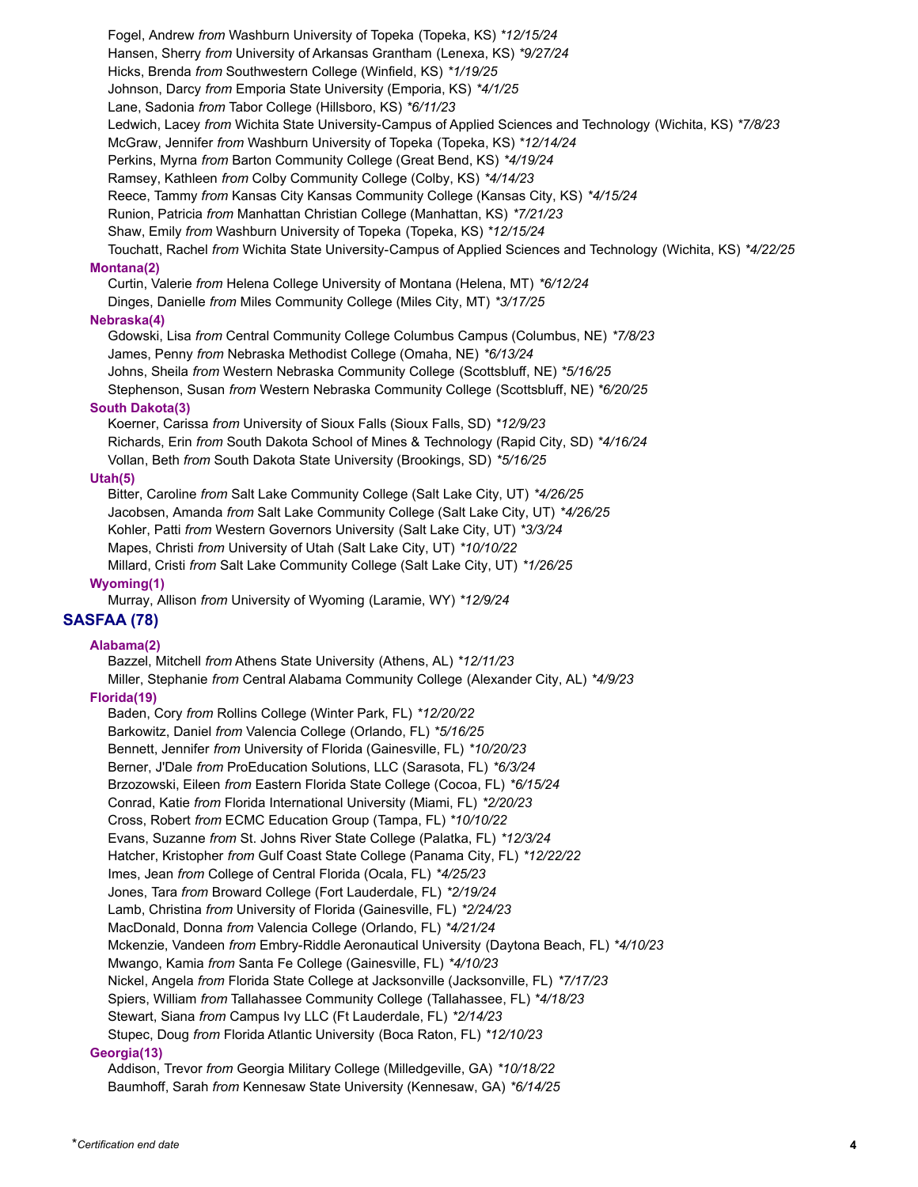Fogel, Andrew *from* Washburn University of Topeka (Topeka, KS) *\*12/15/24*
Hansen, Sherry *from* University of Arkansas Grantham (Lenexa, KS) *\*9/27/24*
Hicks, Brenda *from* Southwestern College (Winfield, KS) *\*1/19/25*
Johnson, Darcy *from* Emporia State University (Emporia, KS) *\*4/1/25*
Lane, Sadonia *from* Tabor College (Hillsboro, KS) *\*6/11/23*
Ledwich, Lacey *from* Wichita State University-Campus of Applied Sciences and Technology (Wichita, KS) *\*7/8/23*
McGraw, Jennifer *from* Washburn University of Topeka (Topeka, KS) *\*12/14/24*
Perkins, Myrna *from* Barton Community College (Great Bend, KS) *\*4/19/24*
Ramsey, Kathleen *from* Colby Community College (Colby, KS) *\*4/14/23*
Reece, Tammy *from* Kansas City Kansas Community College (Kansas City, KS) *\*4/15/24*
Runion, Patricia *from* Manhattan Christian College (Manhattan, KS) *\*7/21/23*
Shaw, Emily *from* Washburn University of Topeka (Topeka, KS) *\*12/15/24*
Touchatt, Rachel *from* Wichita State University-Campus of Applied Sciences and Technology (Wichita, KS) *\*4/22/25*

### Montana(2)

Curtin, Valerie *from* Helena College University of Montana (Helena, MT) *\*6/12/24*
Dinges, Danielle *from* Miles Community College (Miles City, MT) *\*3/17/25*

### Nebraska(4)

Gdowski, Lisa *from* Central Community College Columbus Campus (Columbus, NE) *\*7/8/23*
James, Penny *from* Nebraska Methodist College (Omaha, NE) *\*6/13/24*
Johns, Sheila *from* Western Nebraska Community College (Scottsbluff, NE) *\*5/16/25*
Stephenson, Susan *from* Western Nebraska Community College (Scottsbluff, NE) *\*6/20/25*

### South Dakota(3)

Koerner, Carissa *from* University of Sioux Falls (Sioux Falls, SD) *\*12/9/23*
Richards, Erin *from* South Dakota School of Mines & Technology (Rapid City, SD) *\*4/16/24*
Vollan, Beth *from* South Dakota State University (Brookings, SD) *\*5/16/25*

### Utah(5)

Bitter, Caroline *from* Salt Lake Community College (Salt Lake City, UT) *\*4/26/25*
Jacobsen, Amanda *from* Salt Lake Community College (Salt Lake City, UT) *\*4/26/25*
Kohler, Patti *from* Western Governors University (Salt Lake City, UT) *\*3/3/24*
Mapes, Christi *from* University of Utah (Salt Lake City, UT) *\*10/10/22*
Millard, Cristi *from* Salt Lake Community College (Salt Lake City, UT) *\*1/26/25*

### Wyoming(1)

Murray, Allison *from* University of Wyoming (Laramie, WY) *\*12/9/24*

## SASFAA (78)

### Alabama(2)

Bazzel, Mitchell *from* Athens State University (Athens, AL) *\*12/11/23*
Miller, Stephanie *from* Central Alabama Community College (Alexander City, AL) *\*4/9/23*

### Florida(19)

Baden, Cory *from* Rollins College (Winter Park, FL) *\*12/20/22*
Barkowitz, Daniel *from* Valencia College (Orlando, FL) *\*5/16/25*
Bennett, Jennifer *from* University of Florida (Gainesville, FL) *\*10/20/23*
Berner, J'Dale *from* ProEducation Solutions, LLC (Sarasota, FL) *\*6/3/24*
Brzozowski, Eileen *from* Eastern Florida State College (Cocoa, FL) *\*6/15/24*
Conrad, Katie *from* Florida International University (Miami, FL) *\*2/20/23*
Cross, Robert *from* ECMC Education Group (Tampa, FL) *\*10/10/22*
Evans, Suzanne *from* St. Johns River State College (Palatka, FL) *\*12/3/24*
Hatcher, Kristopher *from* Gulf Coast State College (Panama City, FL) *\*12/22/22*
Imes, Jean *from* College of Central Florida (Ocala, FL) *\*4/25/23*
Jones, Tara *from* Broward College (Fort Lauderdale, FL) *\*2/19/24*
Lamb, Christina *from* University of Florida (Gainesville, FL) *\*2/24/23*
MacDonald, Donna *from* Valencia College (Orlando, FL) *\*4/21/24*
Mckenzie, Vandeen *from* Embry-Riddle Aeronautical University (Daytona Beach, FL) *\*4/10/23*
Mwango, Kamia *from* Santa Fe College (Gainesville, FL) *\*4/10/23*
Nickel, Angela *from* Florida State College at Jacksonville (Jacksonville, FL) *\*7/17/23*
Spiers, William *from* Tallahassee Community College (Tallahassee, FL) *\*4/18/23*
Stewart, Siana *from* Campus Ivy LLC (Ft Lauderdale, FL) *\*2/14/23*
Stupec, Doug *from* Florida Atlantic University (Boca Raton, FL) *\*12/10/23*

### Georgia(13)

Addison, Trevor *from* Georgia Military College (Milledgeville, GA) *\*10/18/22*
Baumhoff, Sarah *from* Kennesaw State University (Kennesaw, GA) *\*6/14/25*

\**Certification end date*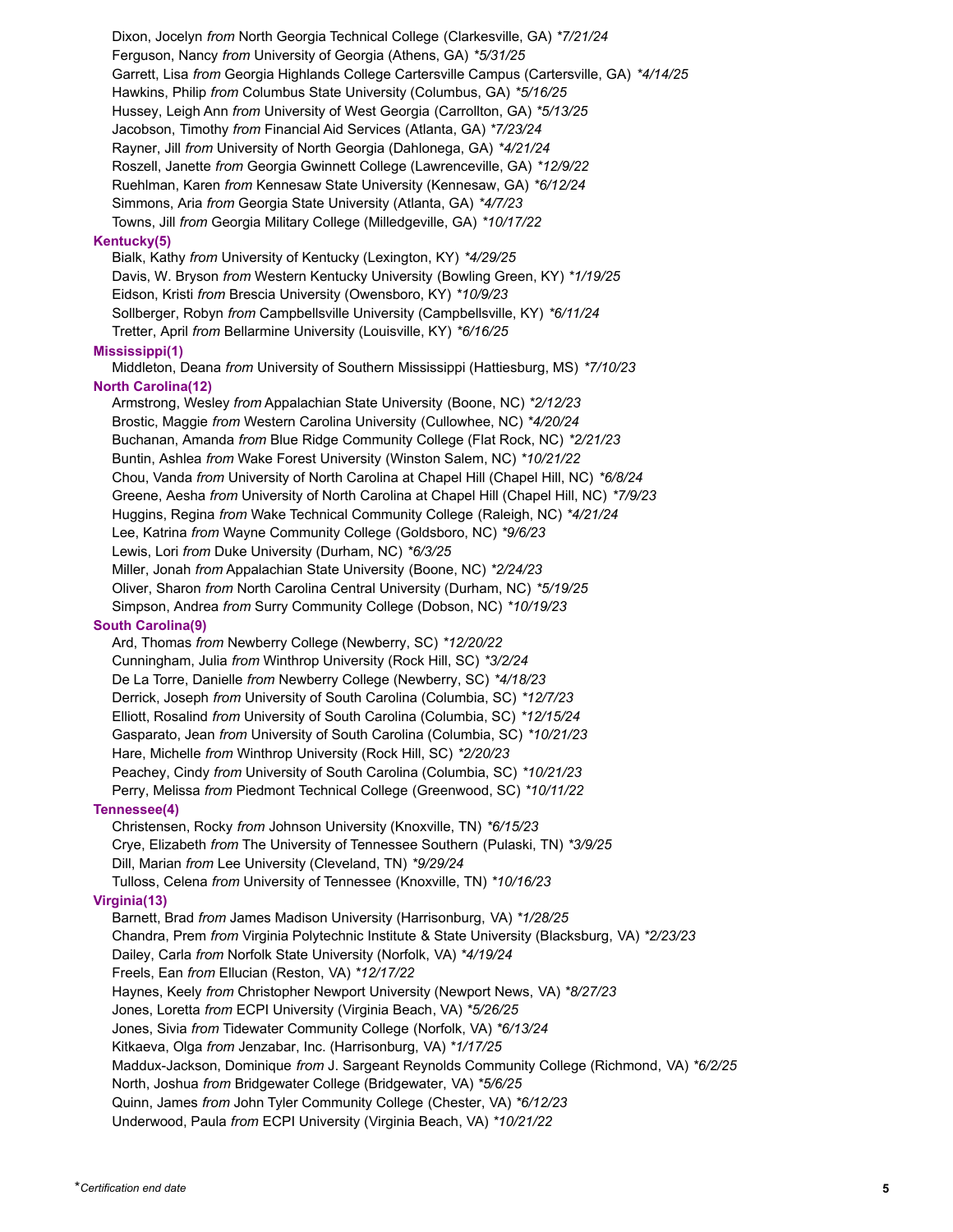Dixon, Jocelyn *from* North Georgia Technical College (Clarkesville, GA) **7/21/24*
Ferguson, Nancy *from* University of Georgia (Athens, GA) **5/31/25*
Garrett, Lisa *from* Georgia Highlands College Cartersville Campus (Cartersville, GA) **4/14/25*
Hawkins, Philip *from* Columbus State University (Columbus, GA) **5/16/25*
Hussey, Leigh Ann *from* University of West Georgia (Carrollton, GA) **5/13/25*
Jacobson, Timothy *from* Financial Aid Services (Atlanta, GA) **7/23/24*
Rayner, Jill *from* University of North Georgia (Dahlonega, GA) **4/21/24*
Roszell, Janette *from* Georgia Gwinnett College (Lawrenceville, GA) **12/9/22*
Ruehlman, Karen *from* Kennesaw State University (Kennesaw, GA) **6/12/24*
Simmons, Aria *from* Georgia State University (Atlanta, GA) **4/7/23*
Towns, Jill *from* Georgia Military College (Milledgeville, GA) **10/17/22*

**Kentucky(5)**

Bialk, Kathy *from* University of Kentucky (Lexington, KY) **4/29/25*
Davis, W. Bryson *from* Western Kentucky University (Bowling Green, KY) **1/19/25*
Eidson, Kristi *from* Brescia University (Owensboro, KY) **10/9/23*
Sollberger, Robyn *from* Campbellsville University (Campbellsville, KY) **6/11/24*
Tretter, April *from* Bellarmine University (Louisville, KY) **6/16/25*

**Mississippi(1)**

Middleton, Deana *from* University of Southern Mississippi (Hattiesburg, MS) **7/10/23*

**North Carolina(12)**

Armstrong, Wesley *from* Appalachian State University (Boone, NC) **2/12/23*
Brostic, Maggie *from* Western Carolina University (Cullowhee, NC) **4/20/24*
Buchanan, Amanda *from* Blue Ridge Community College (Flat Rock, NC) **2/21/23*
Buntin, Ashlea *from* Wake Forest University (Winston Salem, NC) **10/21/22*
Chou, Vanda *from* University of North Carolina at Chapel Hill (Chapel Hill, NC) **6/8/24*
Greene, Aesha *from* University of North Carolina at Chapel Hill (Chapel Hill, NC) **7/9/23*
Huggins, Regina *from* Wake Technical Community College (Raleigh, NC) **4/21/24*
Lee, Katrina *from* Wayne Community College (Goldsboro, NC) **9/6/23*
Lewis, Lori *from* Duke University (Durham, NC) **6/3/25*
Miller, Jonah *from* Appalachian State University (Boone, NC) **2/24/23*
Oliver, Sharon *from* North Carolina Central University (Durham, NC) **5/19/25*
Simpson, Andrea *from* Surry Community College (Dobson, NC) **10/19/23*

**South Carolina(9)**

Ard, Thomas *from* Newberry College (Newberry, SC) **12/20/22*
Cunningham, Julia *from* Winthrop University (Rock Hill, SC) **3/2/24*
De La Torre, Danielle *from* Newberry College (Newberry, SC) **4/18/23*
Derrick, Joseph *from* University of South Carolina (Columbia, SC) **12/7/23*
Elliott, Rosalind *from* University of South Carolina (Columbia, SC) **12/15/24*
Gasparato, Jean *from* University of South Carolina (Columbia, SC) **10/21/23*
Hare, Michelle *from* Winthrop University (Rock Hill, SC) **2/20/23*
Peachey, Cindy *from* University of South Carolina (Columbia, SC) **10/21/23*
Perry, Melissa *from* Piedmont Technical College (Greenwood, SC) **10/11/22*

**Tennessee(4)**

Christensen, Rocky *from* Johnson University (Knoxville, TN) **6/15/23*
Crye, Elizabeth *from* The University of Tennessee Southern (Pulaski, TN) **3/9/25*
Dill, Marian *from* Lee University (Cleveland, TN) **9/29/24*
Tulloss, Celena *from* University of Tennessee (Knoxville, TN) **10/16/23*

**Virginia(13)**

Barnett, Brad *from* James Madison University (Harrisonburg, VA) **1/28/25*
Chandra, Prem *from* Virginia Polytechnic Institute & State University (Blacksburg, VA) **2/23/23*
Dailey, Carla *from* Norfolk State University (Norfolk, VA) **4/19/24*
Freels, Ean *from* Ellucian (Reston, VA) **12/17/22*
Haynes, Keely *from* Christopher Newport University (Newport News, VA) **8/27/23*
Jones, Loretta *from* ECPI University (Virginia Beach, VA) **5/26/25*
Jones, Sivia *from* Tidewater Community College (Norfolk, VA) **6/13/24*
Kitkaeva, Olga *from* Jenzabar, Inc. (Harrisonburg, VA) **1/17/25*
Maddux-Jackson, Dominique *from* J. Sargeant Reynolds Community College (Richmond, VA) **6/2/25*
North, Joshua *from* Bridgewater College (Bridgewater, VA) **5/6/25*
Quinn, James *from* John Tyler Community College (Chester, VA) **6/12/23*
Underwood, Paula *from* ECPI University (Virginia Beach, VA) **10/21/22*

**Certification end date*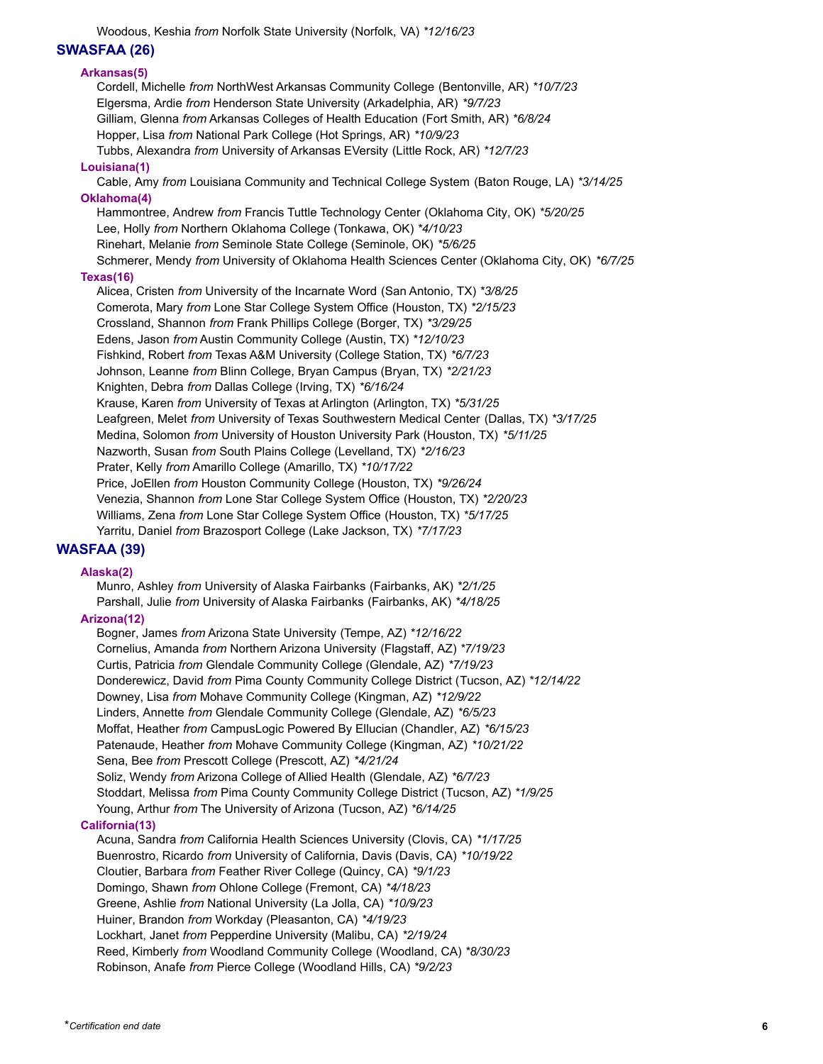Woodous, Keshia *from* Norfolk State University (Norfolk, VA) *\*12/16/23*

## SWASFAA (26)

### Arkansas(5)

Cordell, Michelle *from* NorthWest Arkansas Community College (Bentonville, AR) *\*10/7/23*
Elgersma, Ardie *from* Henderson State University (Arkadelphia, AR) *\*9/7/23*
Gilliam, Glenna *from* Arkansas Colleges of Health Education (Fort Smith, AR) *\*6/8/24*
Hopper, Lisa *from* National Park College (Hot Springs, AR) *\*10/9/23*
Tubbs, Alexandra *from* University of Arkansas EVersity (Little Rock, AR) *\*12/7/23*

### Louisiana(1)

Cable, Amy *from* Louisiana Community and Technical College System (Baton Rouge, LA) *\*3/14/25*

### Oklahoma(4)

Hammontree, Andrew *from* Francis Tuttle Technology Center (Oklahoma City, OK) *\*5/20/25*
Lee, Holly *from* Northern Oklahoma College (Tonkawa, OK) *\*4/10/23*
Rinehart, Melanie *from* Seminole State College (Seminole, OK) *\*5/6/25*
Schmerer, Mendy *from* University of Oklahoma Health Sciences Center (Oklahoma City, OK) *\*6/7/25*

### Texas(16)

Alicea, Cristen *from* University of the Incarnate Word (San Antonio, TX) *\*3/8/25*
Comerota, Mary *from* Lone Star College System Office (Houston, TX) *\*2/15/23*
Crossland, Shannon *from* Frank Phillips College (Borger, TX) *\*3/29/25*
Edens, Jason *from* Austin Community College (Austin, TX) *\*12/10/23*
Fishkind, Robert *from* Texas A&M University (College Station, TX) *\*6/7/23*
Johnson, Leanne *from* Blinn College, Bryan Campus (Bryan, TX) *\*2/21/23*
Knighten, Debra *from* Dallas College (Irving, TX) *\*6/16/24*
Krause, Karen *from* University of Texas at Arlington (Arlington, TX) *\*5/31/25*
Leafgreen, Melet *from* University of Texas Southwestern Medical Center (Dallas, TX) *\*3/17/25*
Medina, Solomon *from* University of Houston University Park (Houston, TX) *\*5/11/25*
Nazworth, Susan *from* South Plains College (Levelland, TX) *\*2/16/23*
Prater, Kelly *from* Amarillo College (Amarillo, TX) *\*10/17/22*
Price, JoEllen *from* Houston Community College (Houston, TX) *\*9/26/24*
Venezia, Shannon *from* Lone Star College System Office (Houston, TX) *\*2/20/23*
Williams, Zena *from* Lone Star College System Office (Houston, TX) *\*5/17/25*
Yarritu, Daniel *from* Brazosport College (Lake Jackson, TX) *\*7/17/23*

## WASFAA (39)

### Alaska(2)

Munro, Ashley *from* University of Alaska Fairbanks (Fairbanks, AK) *\*2/1/25*
Parshall, Julie *from* University of Alaska Fairbanks (Fairbanks, AK) *\*4/18/25*

### Arizona(12)

Bogner, James *from* Arizona State University (Tempe, AZ) *\*12/16/22*
Cornelius, Amanda *from* Northern Arizona University (Flagstaff, AZ) *\*7/19/23*
Curtis, Patricia *from* Glendale Community College (Glendale, AZ) *\*7/19/23*
Donderewicz, David *from* Pima County Community College District (Tucson, AZ) *\*12/14/22*
Downey, Lisa *from* Mohave Community College (Kingman, AZ) *\*12/9/22*
Linders, Annette *from* Glendale Community College (Glendale, AZ) *\*6/5/23*
Moffat, Heather *from* CampusLogic Powered By Ellucian (Chandler, AZ) *\*6/15/23*
Patenaude, Heather *from* Mohave Community College (Kingman, AZ) *\*10/21/22*
Sena, Bee *from* Prescott College (Prescott, AZ) *\*4/21/24*
Soliz, Wendy *from* Arizona College of Allied Health (Glendale, AZ) *\*6/7/23*
Stoddart, Melissa *from* Pima County Community College District (Tucson, AZ) *\*1/9/25*
Young, Arthur *from* The University of Arizona (Tucson, AZ) *\*6/14/25*

### California(13)

Acuna, Sandra *from* California Health Sciences University (Clovis, CA) *\*1/17/25*
Buenrostro, Ricardo *from* University of California, Davis (Davis, CA) *\*10/19/22*
Cloutier, Barbara *from* Feather River College (Quincy, CA) *\*9/1/23*
Domingo, Shawn *from* Ohlone College (Fremont, CA) *\*4/18/23*
Greene, Ashlie *from* National University (La Jolla, CA) *\*10/9/23*
Huiner, Brandon *from* Workday (Pleasanton, CA) *\*4/19/23*
Lockhart, Janet *from* Pepperdine University (Malibu, CA) *\*2/19/24*
Reed, Kimberly *from* Woodland Community College (Woodland, CA) *\*8/30/23*
Robinson, Anafe *from* Pierce College (Woodland Hills, CA) *\*9/2/23*

\**Certification end date*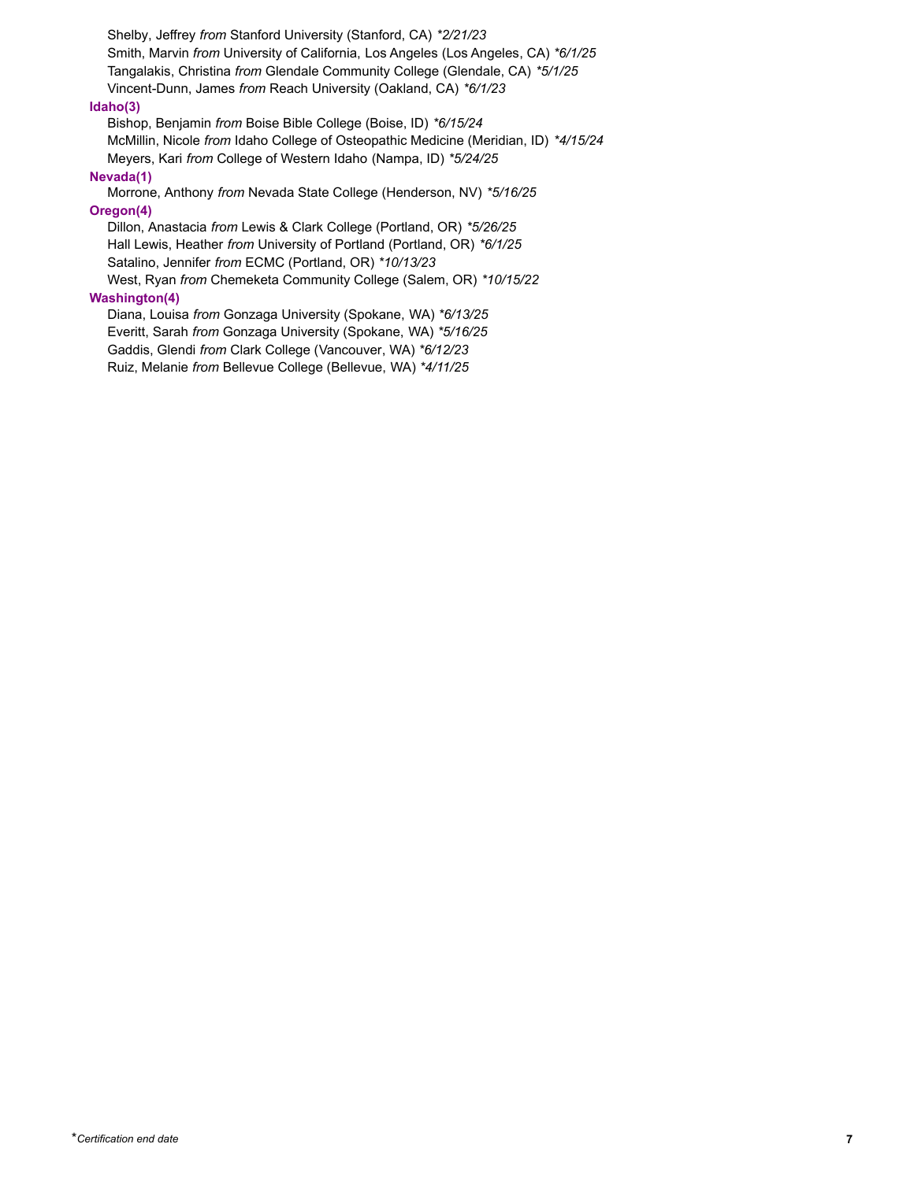Shelby, Jeffrey *from* Stanford University (Stanford, CA) **2/21/23*
Smith, Marvin *from* University of California, Los Angeles (Los Angeles, CA) **6/1/25*
Tangalakis, Christina *from* Glendale Community College (Glendale, CA) **5/1/25*
Vincent-Dunn, James *from* Reach University (Oakland, CA) **6/1/23*

**Idaho(3)**

Bishop, Benjamin *from* Boise Bible College (Boise, ID) **6/15/24*
McMillin, Nicole *from* Idaho College of Osteopathic Medicine (Meridian, ID) **4/15/24*
Meyers, Kari *from* College of Western Idaho (Nampa, ID) **5/24/25*

**Nevada(1)**

Morrone, Anthony *from* Nevada State College (Henderson, NV) **5/16/25*

**Oregon(4)**

Dillon, Anastacia *from* Lewis & Clark College (Portland, OR) **5/26/25*
Hall Lewis, Heather *from* University of Portland (Portland, OR) **6/1/25*
Satalino, Jennifer *from* ECMC (Portland, OR) **10/13/23*
West, Ryan *from* Chemeketa Community College (Salem, OR) **10/15/22*

**Washington(4)**

Diana, Louisa *from* Gonzaga University (Spokane, WA) **6/13/25*
Everitt, Sarah *from* Gonzaga University (Spokane, WA) **5/16/25*
Gaddis, Glendi *from* Clark College (Vancouver, WA) **6/12/23*
Ruiz, Melanie *from* Bellevue College (Bellevue, WA) **4/11/25*

**Certification end date*